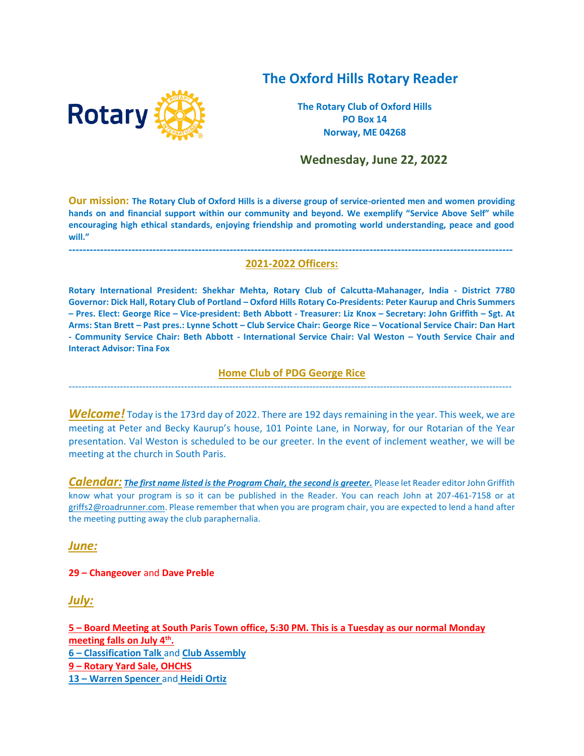# The Oxford Hills Rotary Reader

**The Rotary Club of Oxford Hills**
**PO Box 14**
**Norway, ME 04268**

## Wednesday, June 22, 2022

**Our mission:** **The Rotary Club of Oxford Hills is a diverse group of service-oriented men and women providing hands on and financial support within our community and beyond. We exemplify "Service Above Self" while encouraging high ethical standards, enjoying friendship and promoting world understanding, peace and good will."**

---

## 2021-2022 Officers:

**Rotary International President: Shekhar Mehta, Rotary Club of Calcutta-Mahanager, India - District 7780 Governor: Dick Hall, Rotary Club of Portland – Oxford Hills Rotary Co-Presidents: Peter Kaurup and Chris Summers – Pres. Elect: George Rice – Vice-president: Beth Abbott - Treasurer: Liz Knox – Secretary: John Griffith – Sgt. At Arms: Stan Brett – Past pres.: Lynne Schott – Club Service Chair: George Rice – Vocational Service Chair: Dan Hart - Community Service Chair: Beth Abbott - International Service Chair: Val Weston – Youth Service Chair and Interact Advisor: Tina Fox**

## Home Club of PDG George Rice

---

***Welcome!*** Today is the 173rd day of 2022. There are 192 days remaining in the year. This week, we are meeting at Peter and Becky Kaurup's house, 101 Pointe Lane, in Norway, for our Rotarian of the Year presentation. Val Weston is scheduled to be our greeter. In the event of inclement weather, we will be meeting at the church in South Paris.

***Calendar:*** ***The first name listed is the Program Chair, the second is greeter.*** Please let Reader editor John Griffith know what your program is so it can be published in the Reader. You can reach John at 207-461-7158 or at griffs2@roadrunner.com. Please remember that when you are program chair, you are expected to lend a hand after the meeting putting away the club paraphernalia.

### *June:*

**29 – Changeover** and **Dave Preble**

### *July:*

**5 – Board Meeting at South Paris Town office, 5:30 PM. This is a Tuesday as our normal Monday meeting falls on July 4th.**
**6 – Classification Talk** and **Club Assembly**
**9 – Rotary Yard Sale, OHCHS**
**13 – Warren Spencer** and **Heidi Ortiz**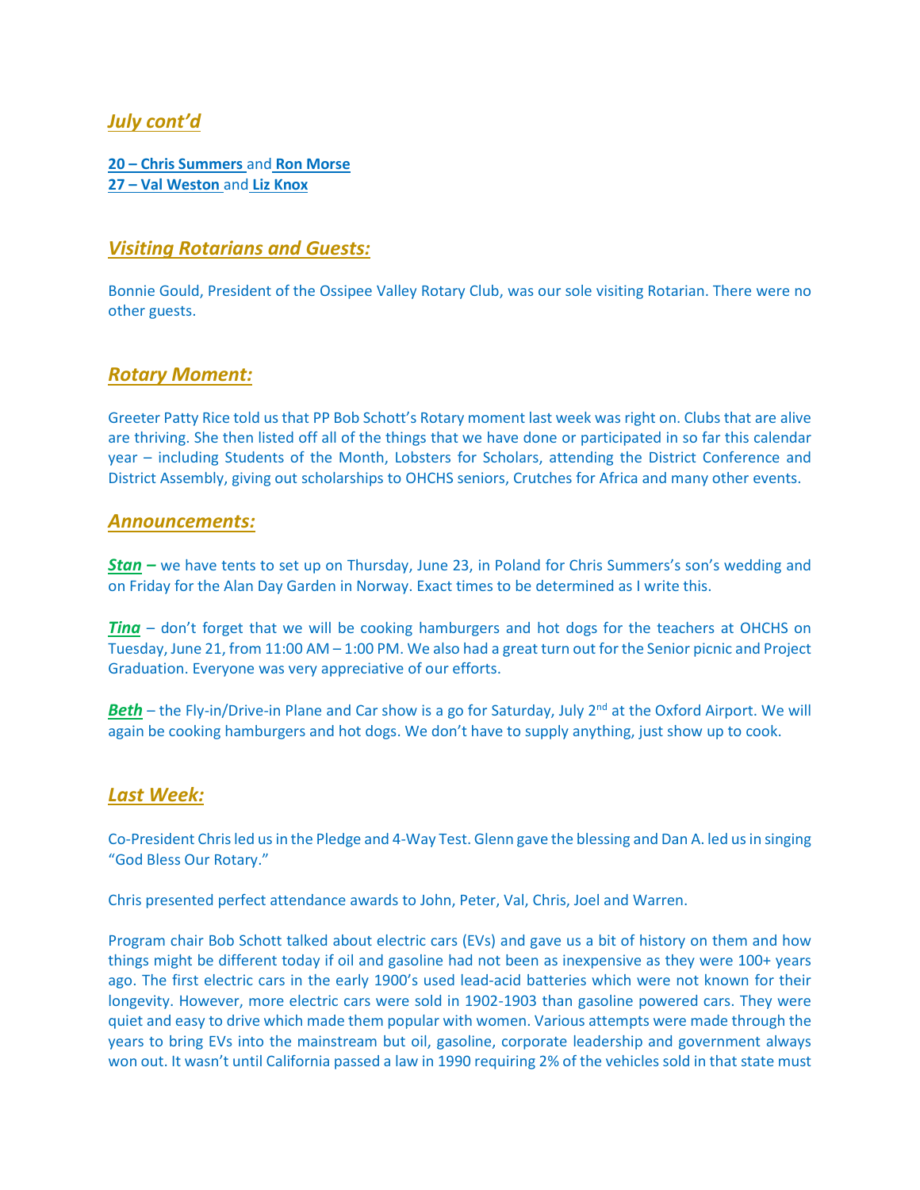## *July cont'd*

**20 – Chris Summers** and **Ron Morse**
**27 – Val Weston** and **Liz Knox**

## *Visiting Rotarians and Guests:*

Bonnie Gould, President of the Ossipee Valley Rotary Club, was our sole visiting Rotarian. There were no other guests.

## *Rotary Moment:*

Greeter Patty Rice told us that PP Bob Schott's Rotary moment last week was right on. Clubs that are alive are thriving. She then listed off all of the things that we have done or participated in so far this calendar year – including Students of the Month, Lobsters for Scholars, attending the District Conference and District Assembly, giving out scholarships to OHCHS seniors, Crutches for Africa and many other events.

## *Announcements:*

***Stan*** **–** we have tents to set up on Thursday, June 23, in Poland for Chris Summers's son's wedding and on Friday for the Alan Day Garden in Norway. Exact times to be determined as I write this.

***Tina*** – don't forget that we will be cooking hamburgers and hot dogs for the teachers at OHCHS on Tuesday, June 21, from 11:00 AM – 1:00 PM. We also had a great turn out for the Senior picnic and Project Graduation. Everyone was very appreciative of our efforts.

***Beth*** – the Fly-in/Drive-in Plane and Car show is a go for Saturday, July 2nd at the Oxford Airport. We will again be cooking hamburgers and hot dogs. We don't have to supply anything, just show up to cook.

## *Last Week:*

Co-President Chris led us in the Pledge and 4-Way Test. Glenn gave the blessing and Dan A. led us in singing "God Bless Our Rotary."

Chris presented perfect attendance awards to John, Peter, Val, Chris, Joel and Warren.

Program chair Bob Schott talked about electric cars (EVs) and gave us a bit of history on them and how things might be different today if oil and gasoline had not been as inexpensive as they were 100+ years ago. The first electric cars in the early 1900's used lead-acid batteries which were not known for their longevity. However, more electric cars were sold in 1902-1903 than gasoline powered cars. They were quiet and easy to drive which made them popular with women. Various attempts were made through the years to bring EVs into the mainstream but oil, gasoline, corporate leadership and government always won out. It wasn't until California passed a law in 1990 requiring 2% of the vehicles sold in that state must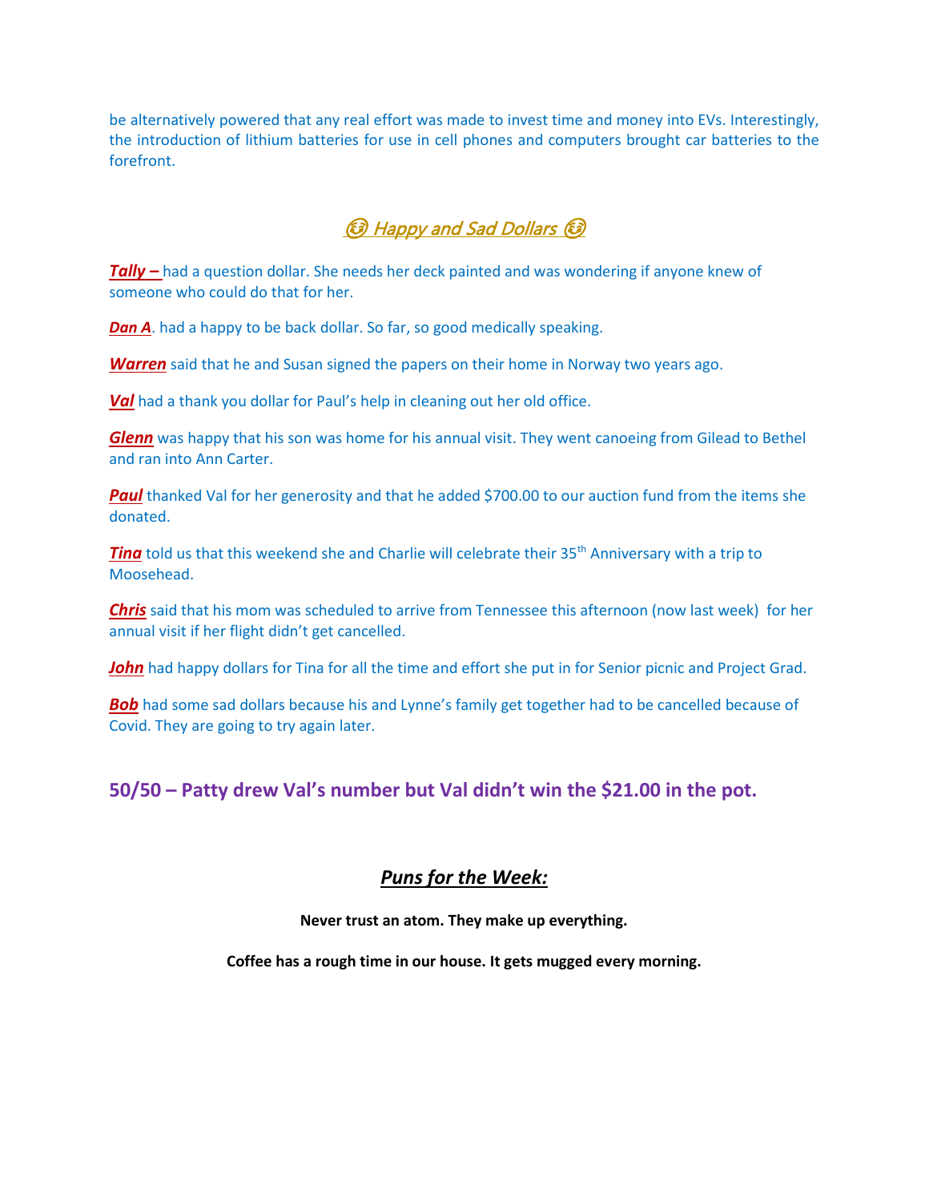be alternatively powered that any real effort was made to invest time and money into EVs. Interestingly, the introduction of lithium batteries for use in cell phones and computers brought car batteries to the forefront.

## 😉 *Happy and Sad Dollars* 😉

***Tally –*** had a question dollar. She needs her deck painted and was wondering if anyone knew of someone who could do that for her.

***Dan A***. had a happy to be back dollar. So far, so good medically speaking.

***Warren*** said that he and Susan signed the papers on their home in Norway two years ago.

***Val*** had a thank you dollar for Paul's help in cleaning out her old office.

***Glenn*** was happy that his son was home for his annual visit. They went canoeing from Gilead to Bethel and ran into Ann Carter.

***Paul*** thanked Val for her generosity and that he added $700.00 to our auction fund from the items she donated.

***Tina*** told us that this weekend she and Charlie will celebrate their 35th Anniversary with a trip to Moosehead.

***Chris*** said that his mom was scheduled to arrive from Tennessee this afternoon (now last week) for her annual visit if her flight didn't get cancelled.

***John*** had happy dollars for Tina for all the time and effort she put in for Senior picnic and Project Grad.

***Bob*** had some sad dollars because his and Lynne's family get together had to be cancelled because of Covid. They are going to try again later.

### 50/50 – Patty drew Val's number but Val didn't win the $21.00 in the pot.

## ***Puns for the Week:***

**Never trust an atom. They make up everything.**

**Coffee has a rough time in our house. It gets mugged every morning.**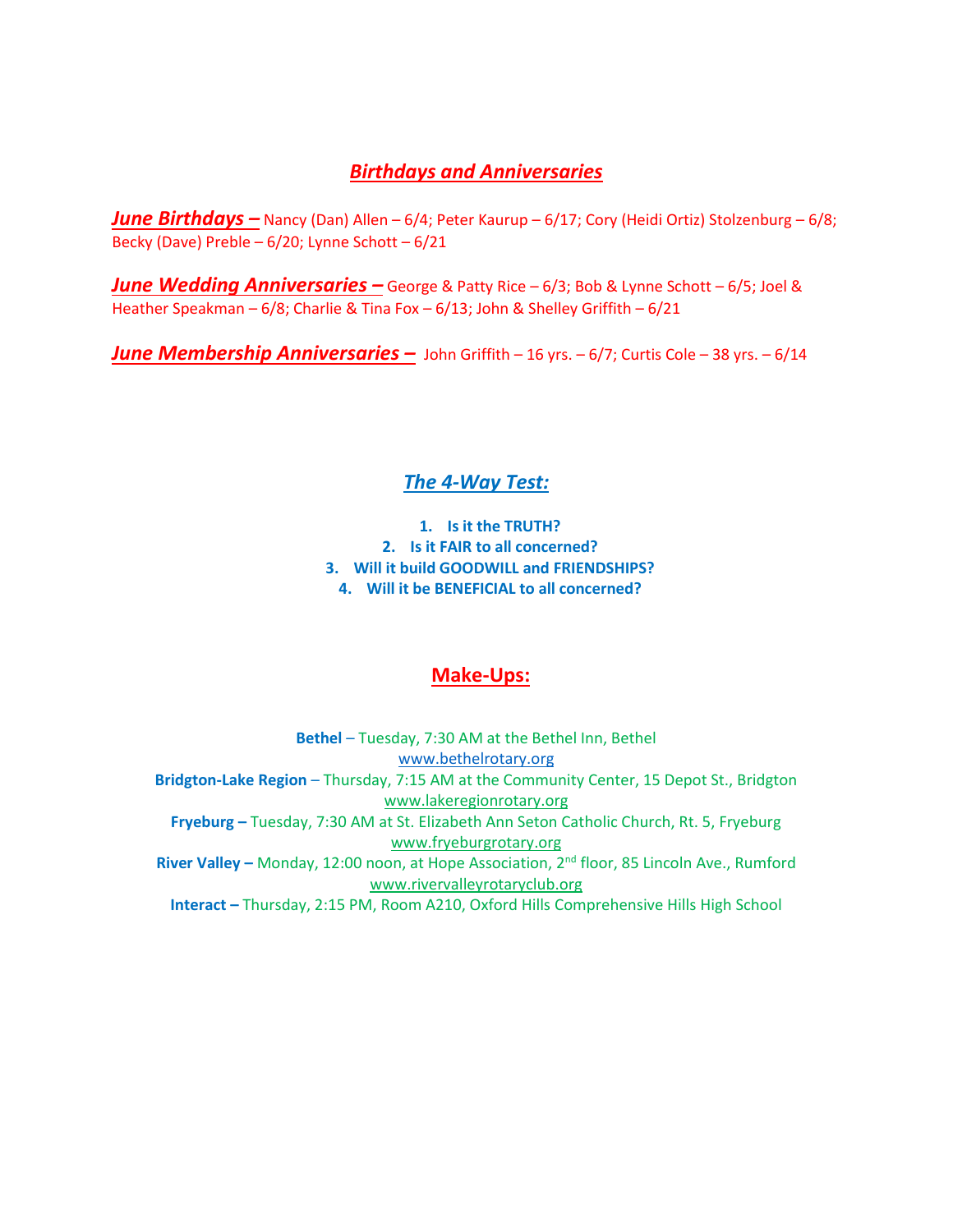## ***Birthdays and Anniversaries***

***June Birthdays –*** Nancy (Dan) Allen – 6/4; Peter Kaurup – 6/17; Cory (Heidi Ortiz) Stolzenburg – 6/8; Becky (Dave) Preble – 6/20; Lynne Schott – 6/21

***June Wedding Anniversaries –*** George & Patty Rice – 6/3; Bob & Lynne Schott – 6/5; Joel & Heather Speakman – 6/8; Charlie & Tina Fox – 6/13; John & Shelley Griffith – 6/21

***June Membership Anniversaries –*** John Griffith – 16 yrs. – 6/7; Curtis Cole – 38 yrs. – 6/14

## ***The 4-Way Test:***

1. **Is it the TRUTH?**
2. **Is it FAIR to all concerned?**
3. **Will it build GOODWILL and FRIENDSHIPS?**
4. **Will it be BENEFICIAL to all concerned?**

## **Make-Ups:**

**Bethel** – Tuesday, 7:30 AM at the Bethel Inn, Bethel
www.bethelrotary.org

**Bridgton-Lake Region** – Thursday, 7:15 AM at the Community Center, 15 Depot St., Bridgton
www.lakeregionrotary.org

**Fryeburg –** Tuesday, 7:30 AM at St. Elizabeth Ann Seton Catholic Church, Rt. 5, Fryeburg
www.fryeburgrotary.org

**River Valley –** Monday, 12:00 noon, at Hope Association, 2nd floor, 85 Lincoln Ave., Rumford
www.rivervalleyrotaryclub.org

**Interact –** Thursday, 2:15 PM, Room A210, Oxford Hills Comprehensive Hills High School